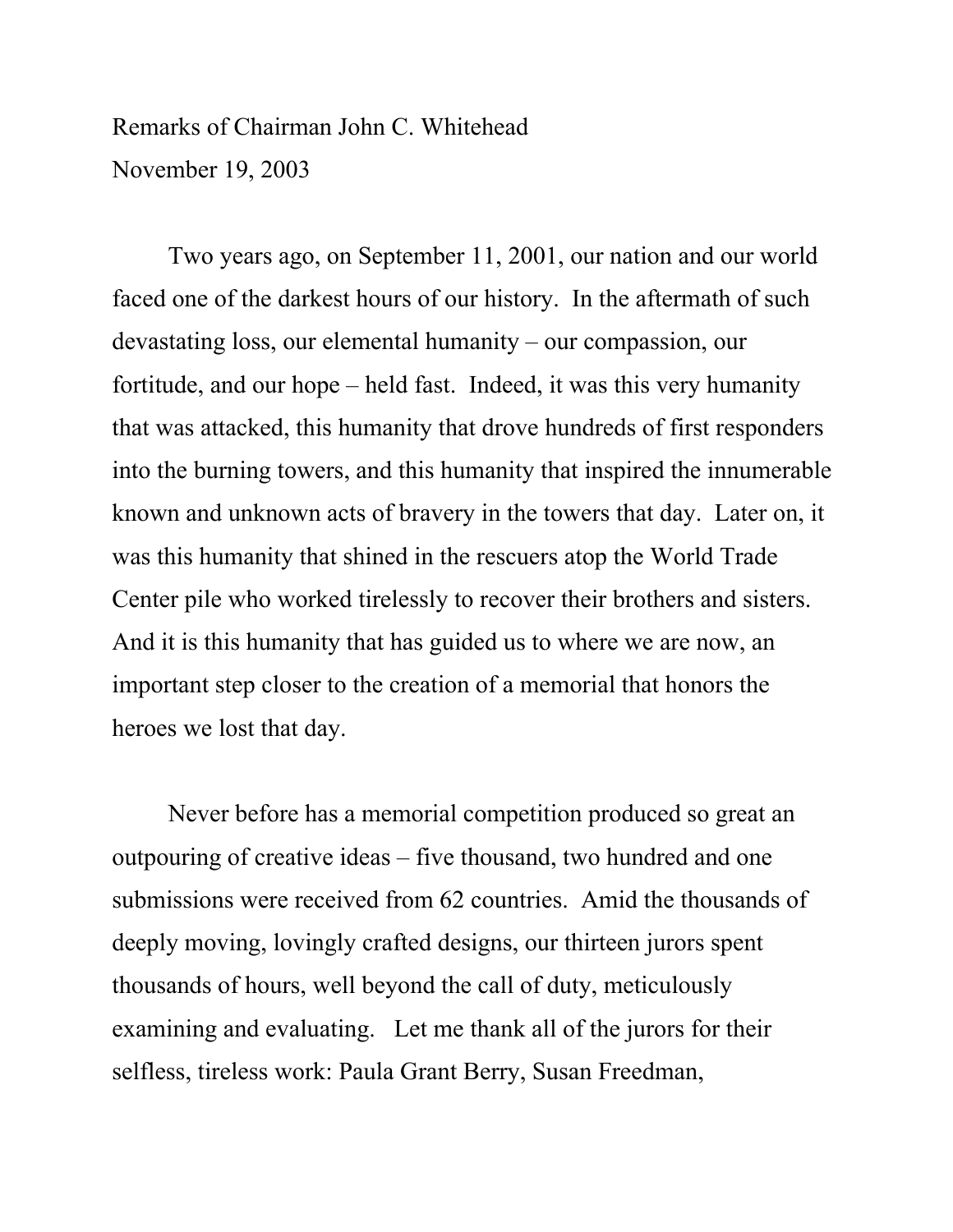Remarks of Chairman John C. Whitehead
November 19, 2003

Two years ago, on September 11, 2001, our nation and our world faced one of the darkest hours of our history. In the aftermath of such devastating loss, our elemental humanity – our compassion, our fortitude, and our hope – held fast. Indeed, it was this very humanity that was attacked, this humanity that drove hundreds of first responders into the burning towers, and this humanity that inspired the innumerable known and unknown acts of bravery in the towers that day. Later on, it was this humanity that shined in the rescuers atop the World Trade Center pile who worked tirelessly to recover their brothers and sisters. And it is this humanity that has guided us to where we are now, an important step closer to the creation of a memorial that honors the heroes we lost that day.

Never before has a memorial competition produced so great an outpouring of creative ideas – five thousand, two hundred and one submissions were received from 62 countries. Amid the thousands of deeply moving, lovingly crafted designs, our thirteen jurors spent thousands of hours, well beyond the call of duty, meticulously examining and evaluating. Let me thank all of the jurors for their selfless, tireless work: Paula Grant Berry, Susan Freedman,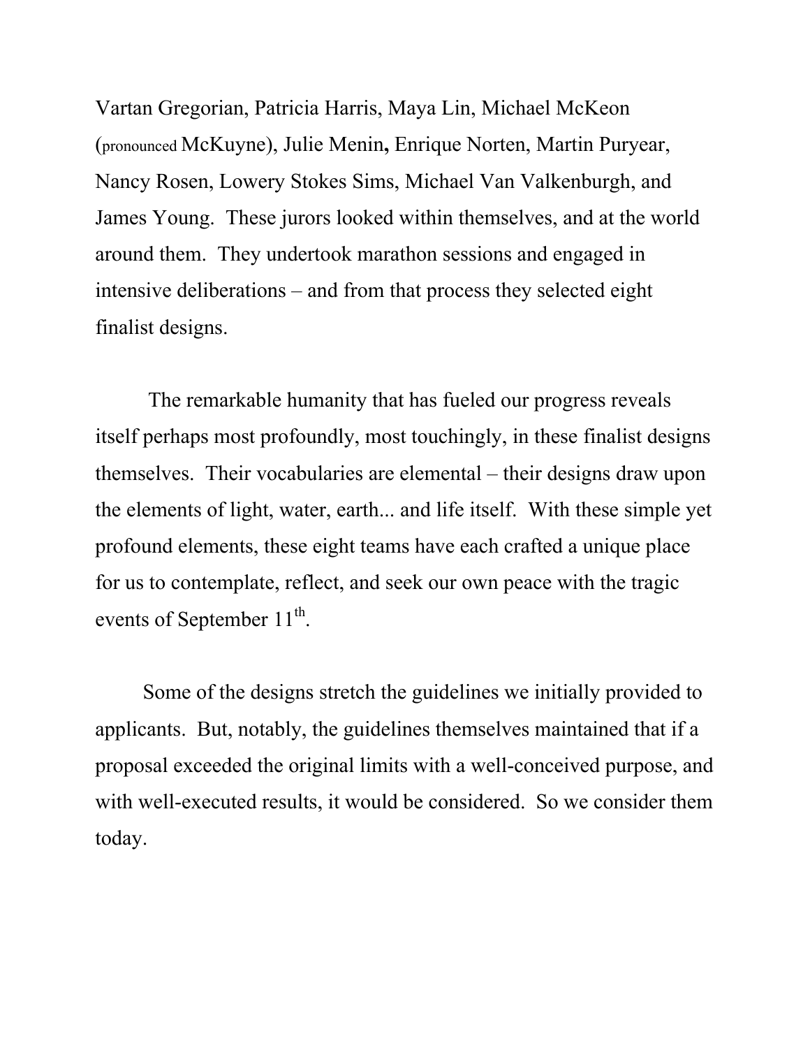Vartan Gregorian, Patricia Harris, Maya Lin, Michael McKeon (pronounced McKuyne), Julie Menin, Enrique Norten, Martin Puryear, Nancy Rosen, Lowery Stokes Sims, Michael Van Valkenburgh, and James Young. These jurors looked within themselves, and at the world around them. They undertook marathon sessions and engaged in intensive deliberations – and from that process they selected eight finalist designs.

The remarkable humanity that has fueled our progress reveals itself perhaps most profoundly, most touchingly, in these finalist designs themselves. Their vocabularies are elemental – their designs draw upon the elements of light, water, earth... and life itself. With these simple yet profound elements, these eight teams have each crafted a unique place for us to contemplate, reflect, and seek our own peace with the tragic events of September 11th.

Some of the designs stretch the guidelines we initially provided to applicants. But, notably, the guidelines themselves maintained that if a proposal exceeded the original limits with a well-conceived purpose, and with well-executed results, it would be considered. So we consider them today.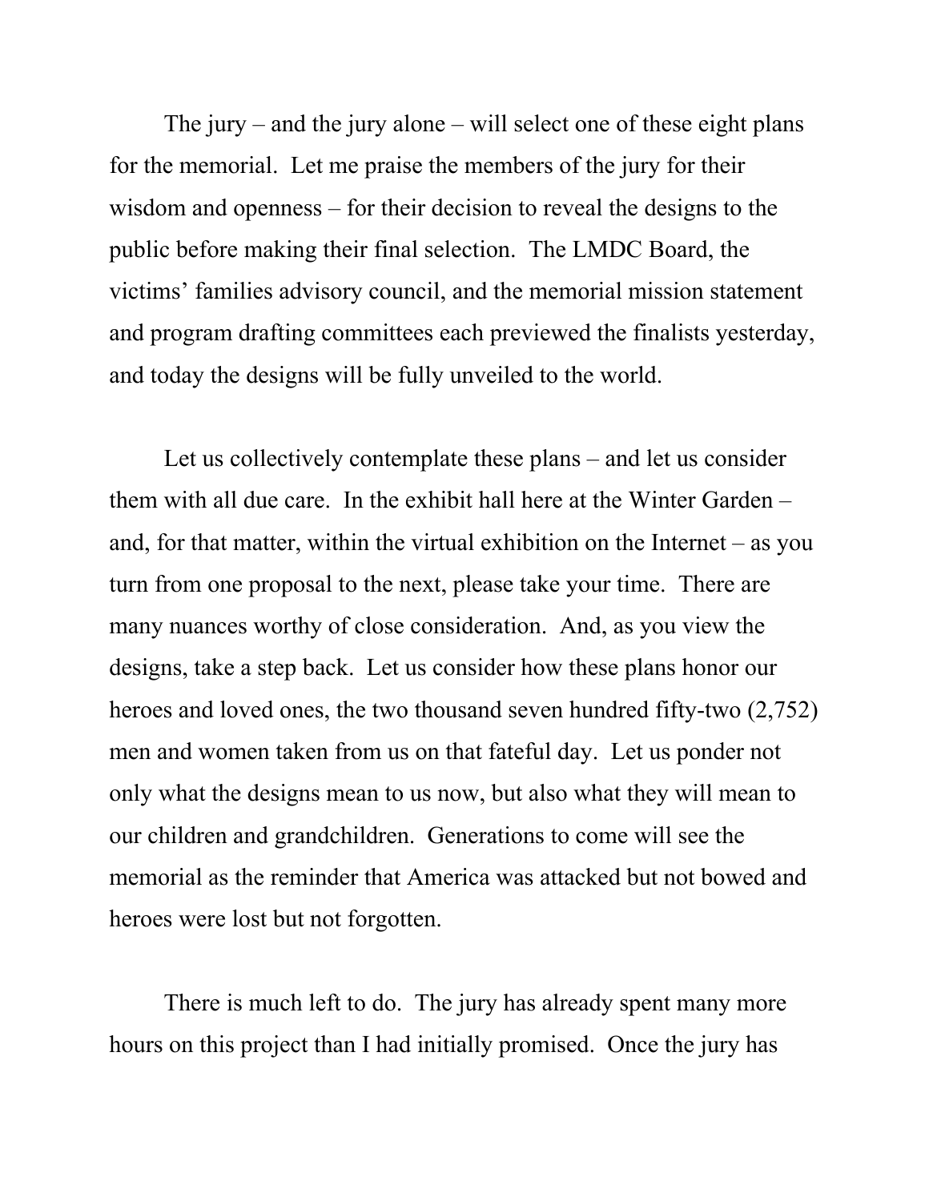The jury – and the jury alone – will select one of these eight plans for the memorial. Let me praise the members of the jury for their wisdom and openness – for their decision to reveal the designs to the public before making their final selection. The LMDC Board, the victims' families advisory council, and the memorial mission statement and program drafting committees each previewed the finalists yesterday, and today the designs will be fully unveiled to the world.

Let us collectively contemplate these plans – and let us consider them with all due care. In the exhibit hall here at the Winter Garden – and, for that matter, within the virtual exhibition on the Internet – as you turn from one proposal to the next, please take your time. There are many nuances worthy of close consideration. And, as you view the designs, take a step back. Let us consider how these plans honor our heroes and loved ones, the two thousand seven hundred fifty-two (2,752) men and women taken from us on that fateful day. Let us ponder not only what the designs mean to us now, but also what they will mean to our children and grandchildren. Generations to come will see the memorial as the reminder that America was attacked but not bowed and heroes were lost but not forgotten.

There is much left to do. The jury has already spent many more hours on this project than I had initially promised. Once the jury has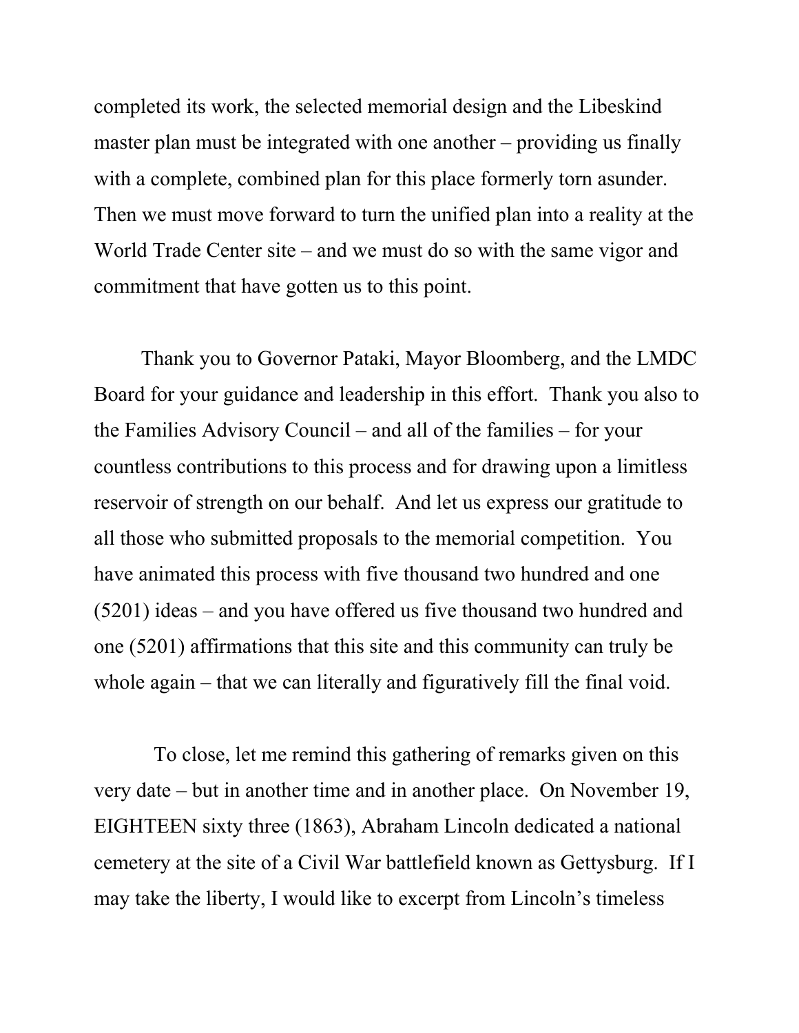completed its work, the selected memorial design and the Libeskind master plan must be integrated with one another – providing us finally with a complete, combined plan for this place formerly torn asunder. Then we must move forward to turn the unified plan into a reality at the World Trade Center site – and we must do so with the same vigor and commitment that have gotten us to this point.

Thank you to Governor Pataki, Mayor Bloomberg, and the LMDC Board for your guidance and leadership in this effort. Thank you also to the Families Advisory Council – and all of the families – for your countless contributions to this process and for drawing upon a limitless reservoir of strength on our behalf. And let us express our gratitude to all those who submitted proposals to the memorial competition. You have animated this process with five thousand two hundred and one (5201) ideas – and you have offered us five thousand two hundred and one (5201) affirmations that this site and this community can truly be whole again – that we can literally and figuratively fill the final void.

To close, let me remind this gathering of remarks given on this very date – but in another time and in another place. On November 19, EIGHTEEN sixty three (1863), Abraham Lincoln dedicated a national cemetery at the site of a Civil War battlefield known as Gettysburg. If I may take the liberty, I would like to excerpt from Lincoln's timeless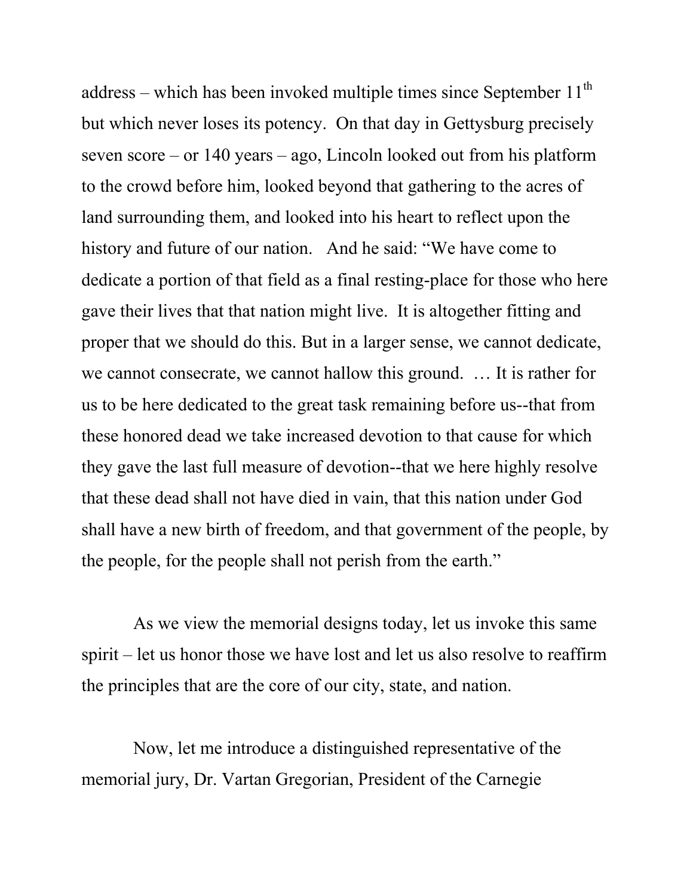address – which has been invoked multiple times since September 11th but which never loses its potency. On that day in Gettysburg precisely seven score – or 140 years – ago, Lincoln looked out from his platform to the crowd before him, looked beyond that gathering to the acres of land surrounding them, and looked into his heart to reflect upon the history and future of our nation. And he said: "We have come to dedicate a portion of that field as a final resting-place for those who here gave their lives that that nation might live. It is altogether fitting and proper that we should do this. But in a larger sense, we cannot dedicate, we cannot consecrate, we cannot hallow this ground. … It is rather for us to be here dedicated to the great task remaining before us--that from these honored dead we take increased devotion to that cause for which they gave the last full measure of devotion--that we here highly resolve that these dead shall not have died in vain, that this nation under God shall have a new birth of freedom, and that government of the people, by the people, for the people shall not perish from the earth."

As we view the memorial designs today, let us invoke this same spirit – let us honor those we have lost and let us also resolve to reaffirm the principles that are the core of our city, state, and nation.

Now, let me introduce a distinguished representative of the memorial jury, Dr. Vartan Gregorian, President of the Carnegie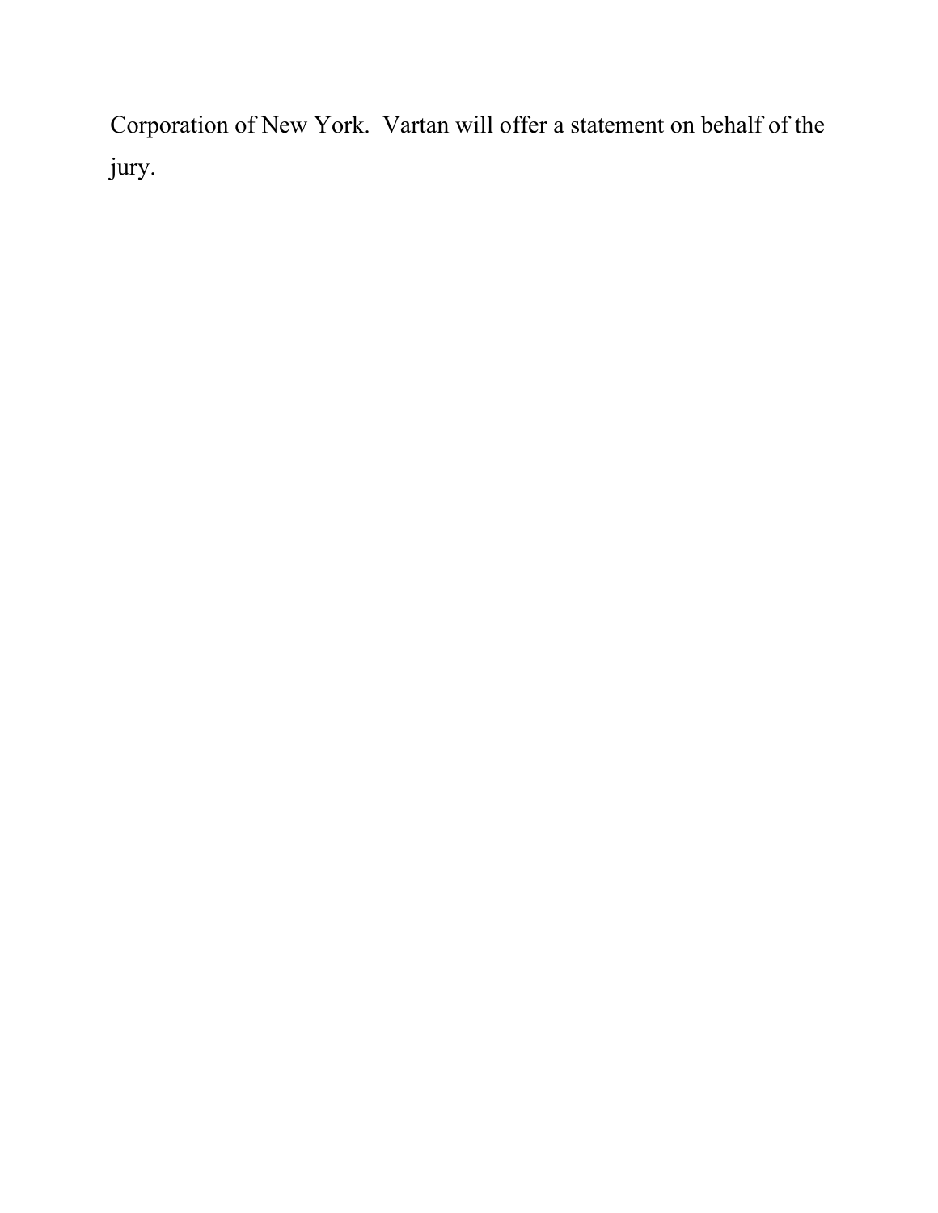Corporation of New York. Vartan will offer a statement on behalf of the jury.